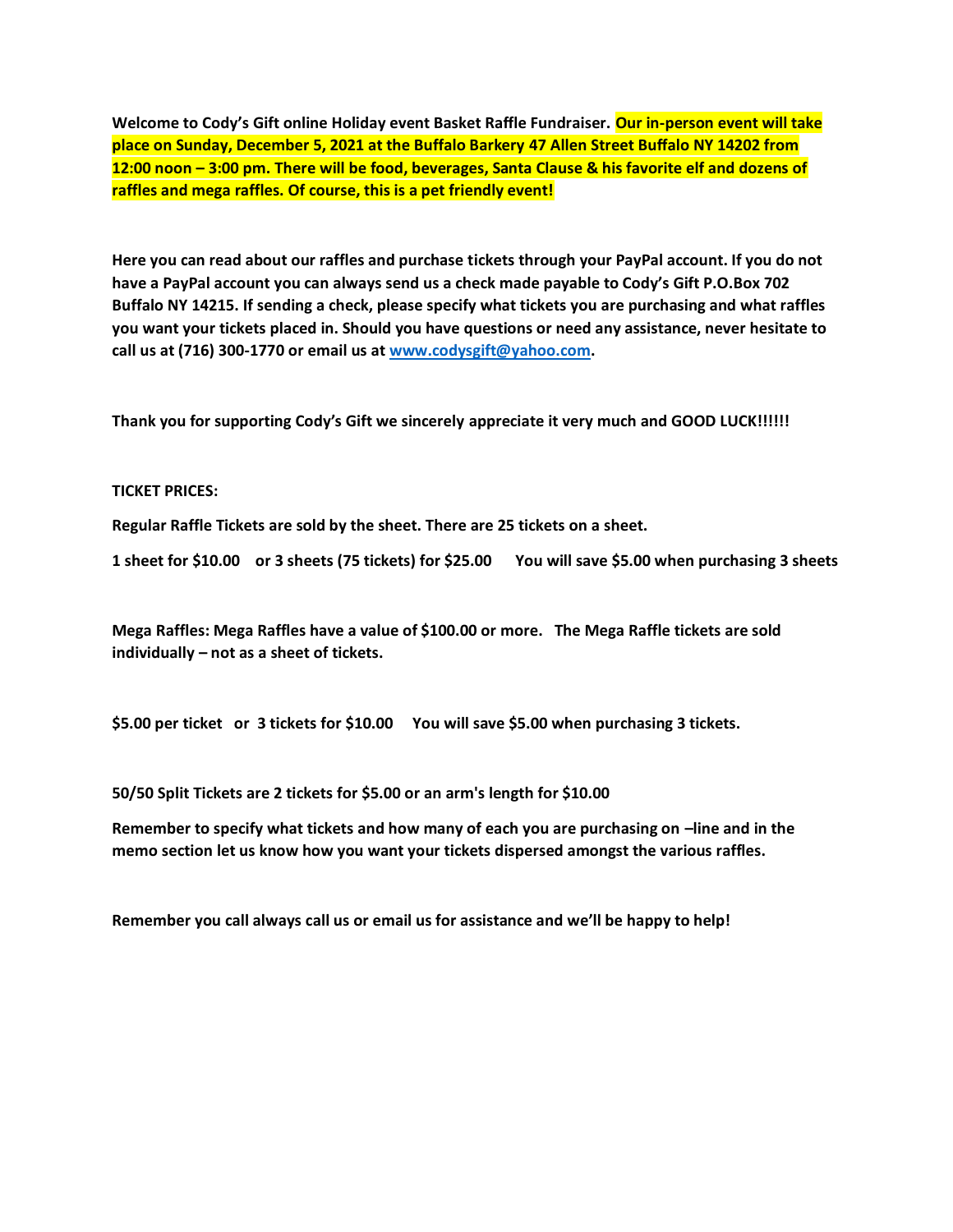**Welcome to Cody's Gift online Holiday event Basket Raffle Fundraiser. Our in-person event will take place on Sunday, December 5, 2021 at the Buffalo Barkery 47 Allen Street Buffalo NY 14202 from 12:00 noon – 3:00 pm. There will be food, beverages, Santa Clause & his favorite elf and dozens of raffles and mega raffles. Of course, this is a pet friendly event!**

**Here you can read about our raffles and purchase tickets through your PayPal account. If you do not have a PayPal account you can always send us a check made payable to Cody's Gift P.O.Box 702 Buffalo NY 14215. If sending a check, please specify what tickets you are purchasing and what raffles you want your tickets placed in. Should you have questions or need any assistance, never hesitate to call us at (716) 300-1770 or email us at [www.codysgift@yahoo.com](www.codysgift@yahoo.com).**

**Thank you for supporting Cody's Gift we sincerely appreciate it very much and GOOD LUCK!!!!!!**

**TICKET PRICES:**

**Regular Raffle Tickets are sold by the sheet. There are 25 tickets on a sheet.**

**1 sheet for $10.00 or 3 sheets (75 tickets) for $25.00 You will save $5.00 when purchasing 3 sheets**

**Mega Raffles: Mega Raffles have a value of $100.00 or more. The Mega Raffle tickets are sold individually – not as a sheet of tickets.**

**$5.00 per ticket or 3 tickets for $10.00 You will save $5.00 when purchasing 3 tickets.**

**50/50 Split Tickets are 2 tickets for $5.00 or an arm's length for $10.00**

**Remember to specify what tickets and how many of each you are purchasing on –line and in the memo section let us know how you want your tickets dispersed amongst the various raffles.**

**Remember you call always call us or email us for assistance and we'll be happy to help!**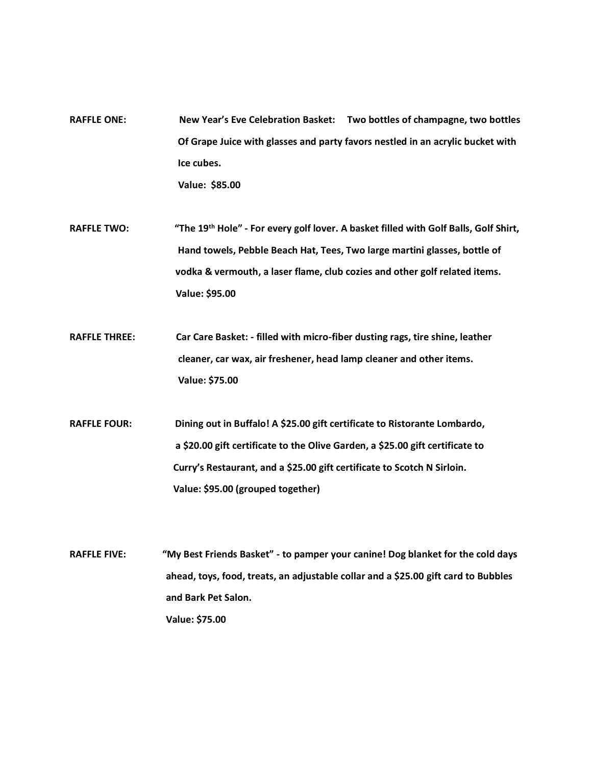**RAFFLE ONE:** **New Year's Eve Celebration Basket: Two bottles of champagne, two bottles Of Grape Juice with glasses and party favors nestled in an acrylic bucket with Ice cubes.**

**Value: $85.00**

**RAFFLE TWO:** **"The 19th Hole" - For every golf lover. A basket filled with Golf Balls, Golf Shirt, Hand towels, Pebble Beach Hat, Tees, Two large martini glasses, bottle of vodka & vermouth, a laser flame, club cozies and other golf related items.**

**Value: $95.00**

**RAFFLE THREE:** **Car Care Basket: - filled with micro-fiber dusting rags, tire shine, leather cleaner, car wax, air freshener, head lamp cleaner and other items.**

**Value: $75.00**

**RAFFLE FOUR:** **Dining out in Buffalo! A $25.00 gift certificate to Ristorante Lombardo, a $20.00 gift certificate to the Olive Garden, a $25.00 gift certificate to Curry's Restaurant, and a $25.00 gift certificate to Scotch N Sirloin.**

**Value: $95.00 (grouped together)**

**RAFFLE FIVE:** **"My Best Friends Basket" - to pamper your canine! Dog blanket for the cold days ahead, toys, food, treats, an adjustable collar and a $25.00 gift card to Bubbles and Bark Pet Salon.**

**Value: $75.00**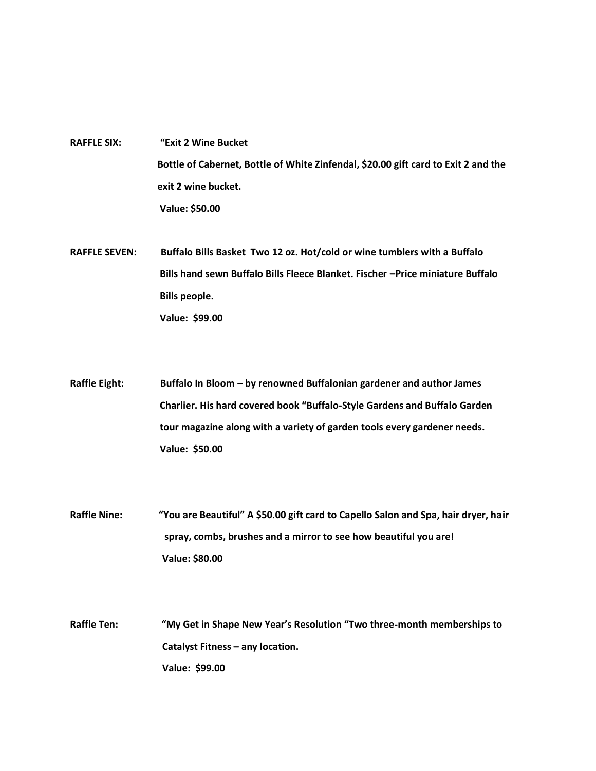**RAFFLE SIX:** **"Exit 2 Wine Bucket**

**Bottle of Cabernet, Bottle of White Zinfendal, $20.00 gift card to Exit 2 and the exit 2 wine bucket.**

**Value: $50.00**

**RAFFLE SEVEN:** **Buffalo Bills Basket Two 12 oz. Hot/cold or wine tumblers with a Buffalo Bills hand sewn Buffalo Bills Fleece Blanket. Fischer –Price miniature Buffalo Bills people.**

**Value: $99.00**

**Raffle Eight:** **Buffalo In Bloom – by renowned Buffalonian gardener and author James Charlier. His hard covered book "Buffalo-Style Gardens and Buffalo Garden tour magazine along with a variety of garden tools every gardener needs.**

**Value: $50.00**

**Raffle Nine:** **"You are Beautiful" A $50.00 gift card to Capello Salon and Spa, hair dryer, hair spray, combs, brushes and a mirror to see how beautiful you are!**

**Value: $80.00**

**Raffle Ten:** **"My Get in Shape New Year's Resolution "Two three-month memberships to Catalyst Fitness – any location.**

**Value: $99.00**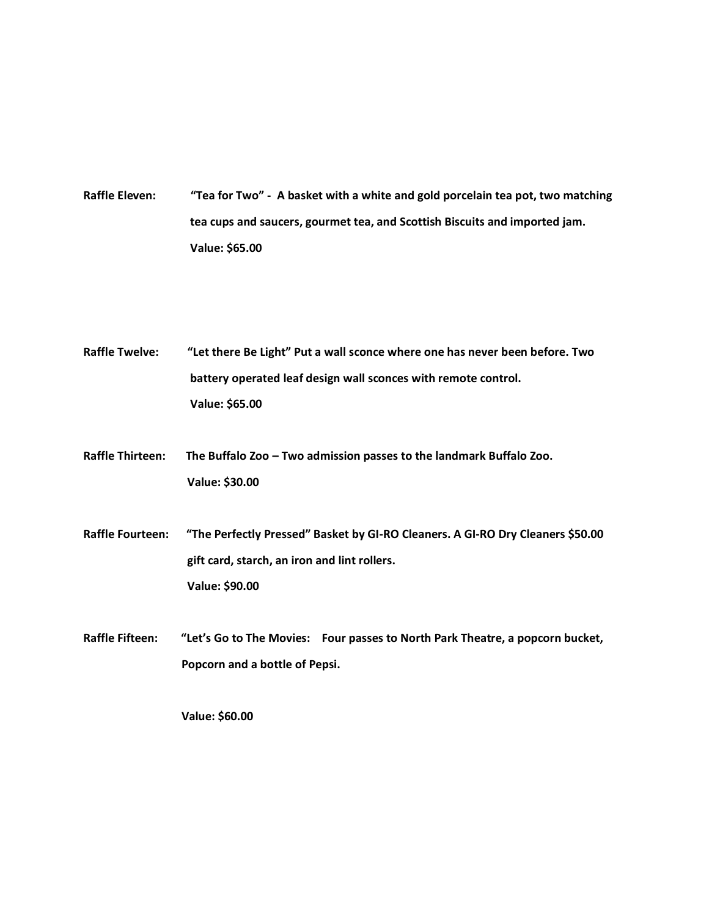**Raffle Eleven:** **"Tea for Two" - A basket with a white and gold porcelain tea pot, two matching tea cups and saucers, gourmet tea, and Scottish Biscuits and imported jam.**
**Value: $65.00**

**Raffle Twelve:** **"Let there Be Light" Put a wall sconce where one has never been before. Two battery operated leaf design wall sconces with remote control.**
**Value: $65.00**

**Raffle Thirteen:** **The Buffalo Zoo – Two admission passes to the landmark Buffalo Zoo.**
**Value: $30.00**

**Raffle Fourteen:** **"The Perfectly Pressed" Basket by GI-RO Cleaners. A GI-RO Dry Cleaners $50.00 gift card, starch, an iron and lint rollers.**
**Value: $90.00**

**Raffle Fifteen:** **"Let's Go to The Movies: Four passes to North Park Theatre, a popcorn bucket, Popcorn and a bottle of Pepsi.**

**Value: $60.00**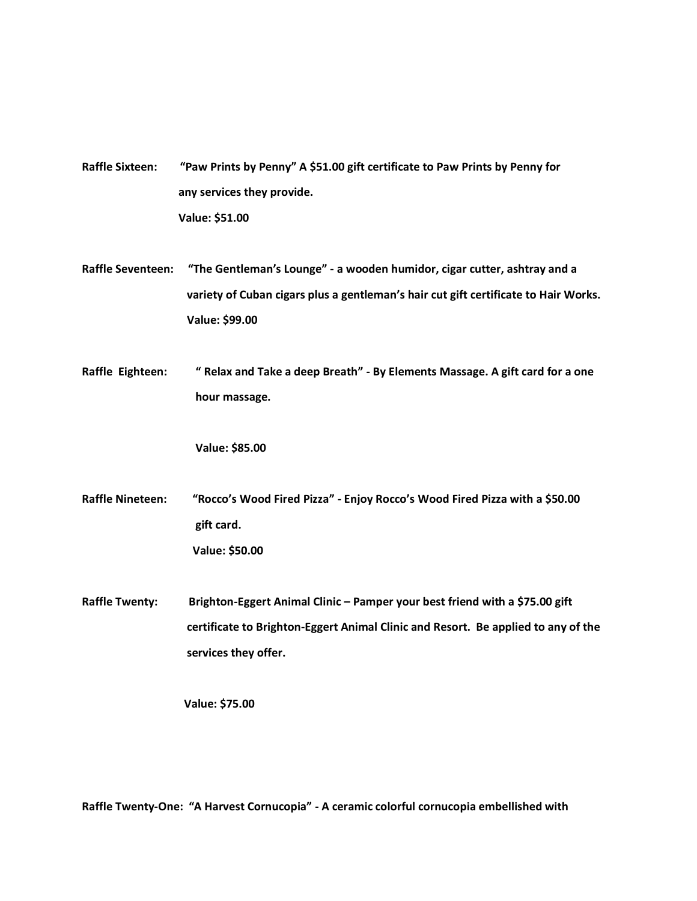**Raffle Sixteen:** "Paw Prints by Penny" A $51.00 gift certificate to Paw Prints by Penny for any services they provide.

**Value: $51.00**

**Raffle Seventeen:** "The Gentleman's Lounge" - a wooden humidor, cigar cutter, ashtray and a variety of Cuban cigars plus a gentleman's hair cut gift certificate to Hair Works.

**Value: $99.00**

**Raffle Eighteen:** " Relax and Take a deep Breath" - By Elements Massage. A gift card for a one hour massage.

**Value: $85.00**

**Raffle Nineteen:** "Rocco's Wood Fired Pizza" - Enjoy Rocco's Wood Fired Pizza with a $50.00 gift card.

**Value: $50.00**

**Raffle Twenty:** Brighton-Eggert Animal Clinic – Pamper your best friend with a $75.00 gift certificate to Brighton-Eggert Animal Clinic and Resort. Be applied to any of the services they offer.

**Value: $75.00**

**Raffle Twenty-One:** "A Harvest Cornucopia" - A ceramic colorful cornucopia embellished with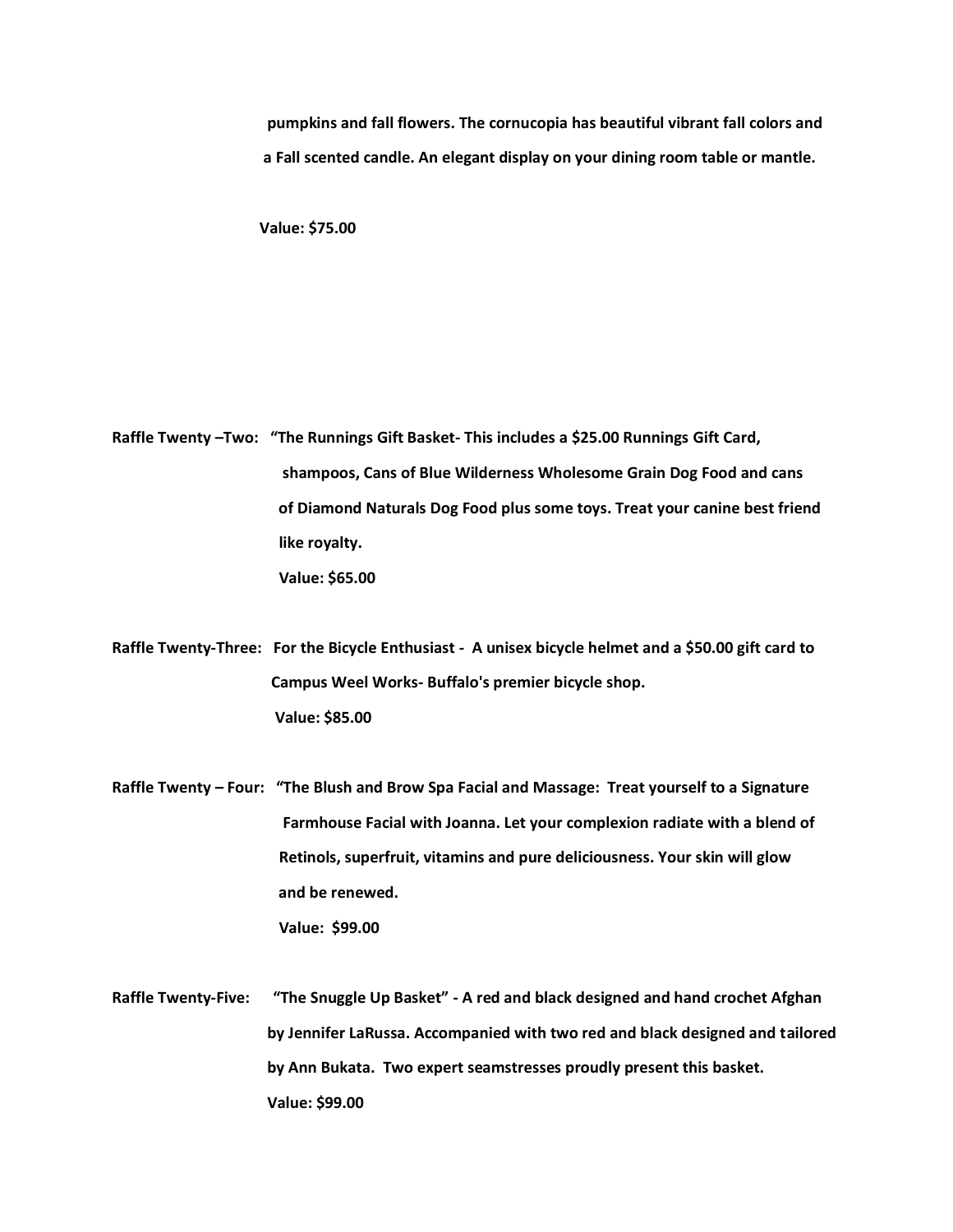**pumpkins and fall flowers. The cornucopia has beautiful vibrant fall colors and a Fall scented candle. An elegant display on your dining room table or mantle.**

**Value: $75.00**

**Raffle Twenty –Two: "The Runnings Gift Basket- This includes a $25.00 Runnings Gift Card, shampoos, Cans of Blue Wilderness Wholesome Grain Dog Food and cans of Diamond Naturals Dog Food plus some toys. Treat your canine best friend like royalty.**

**Value: $65.00**

**Raffle Twenty-Three: For the Bicycle Enthusiast - A unisex bicycle helmet and a $50.00 gift card to Campus Weel Works- Buffalo's premier bicycle shop.**

**Value: $85.00**

**Raffle Twenty – Four: "The Blush and Brow Spa Facial and Massage: Treat yourself to a Signature Farmhouse Facial with Joanna. Let your complexion radiate with a blend of Retinols, superfruit, vitamins and pure deliciousness. Your skin will glow and be renewed.**

**Value: $99.00**

**Raffle Twenty-Five: "The Snuggle Up Basket" - A red and black designed and hand crochet Afghan by Jennifer LaRussa. Accompanied with two red and black designed and tailored by Ann Bukata. Two expert seamstresses proudly present this basket.**

**Value: $99.00**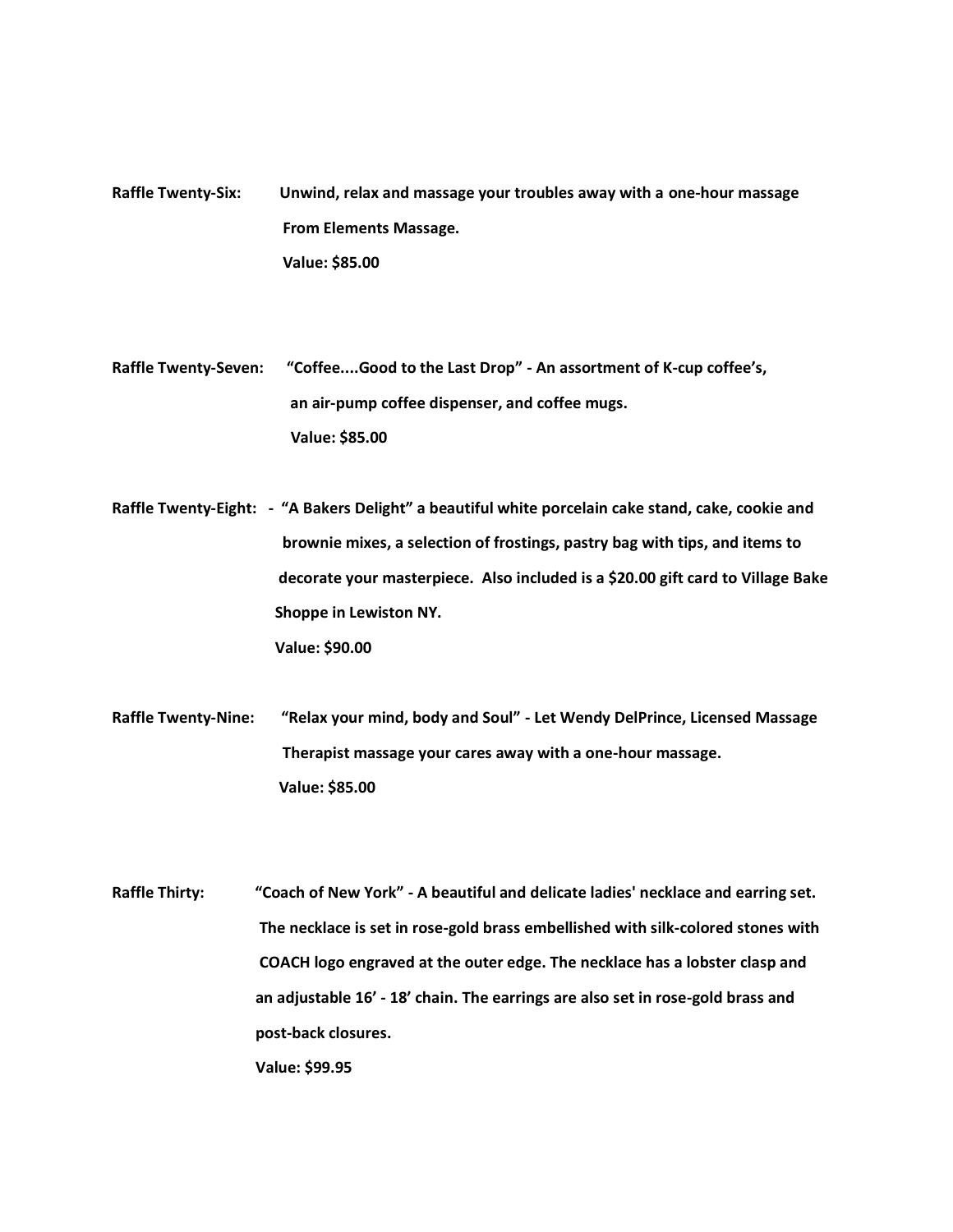**Raffle Twenty-Six:** Unwind, relax and massage your troubles away with a one-hour massage From Elements Massage.
Value: $85.00

**Raffle Twenty-Seven:** "Coffee....Good to the Last Drop" - An assortment of K-cup coffee's, an air-pump coffee dispenser, and coffee mugs.
Value: $85.00

**Raffle Twenty-Eight:** - "A Bakers Delight" a beautiful white porcelain cake stand, cake, cookie and brownie mixes, a selection of frostings, pastry bag with tips, and items to decorate your masterpiece. Also included is a $20.00 gift card to Village Bake Shoppe in Lewiston NY.
Value: $90.00

**Raffle Twenty-Nine:** "Relax your mind, body and Soul" - Let Wendy DelPrince, Licensed Massage Therapist massage your cares away with a one-hour massage.
Value: $85.00

**Raffle Thirty:** "Coach of New York" - A beautiful and delicate ladies' necklace and earring set. The necklace is set in rose-gold brass embellished with silk-colored stones with COACH logo engraved at the outer edge. The necklace has a lobster clasp and an adjustable 16' - 18' chain. The earrings are also set in rose-gold brass and post-back closures.
Value: $99.95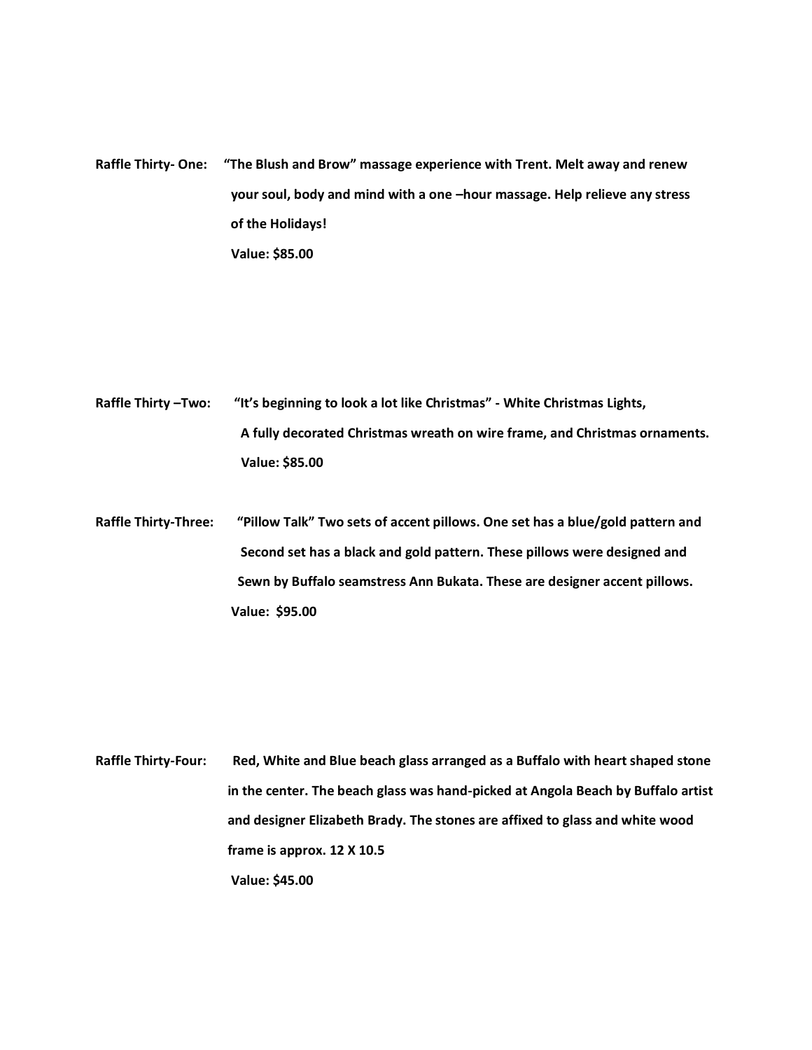**Raffle Thirty- One:** "The Blush and Brow" massage experience with Trent. Melt away and renew your soul, body and mind with a one –hour massage. Help relieve any stress of the Holidays!

**Value: $85.00**

**Raffle Thirty –Two:** "It's beginning to look a lot like Christmas" - White Christmas Lights, A fully decorated Christmas wreath on wire frame, and Christmas ornaments.

**Value: $85.00**

**Raffle Thirty-Three:** "Pillow Talk" Two sets of accent pillows. One set has a blue/gold pattern and Second set has a black and gold pattern. These pillows were designed and Sewn by Buffalo seamstress Ann Bukata. These are designer accent pillows.

**Value: $95.00**

**Raffle Thirty-Four:** Red, White and Blue beach glass arranged as a Buffalo with heart shaped stone in the center. The beach glass was hand-picked at Angola Beach by Buffalo artist and designer Elizabeth Brady. The stones are affixed to glass and white wood frame is approx. 12 X 10.5

**Value: $45.00**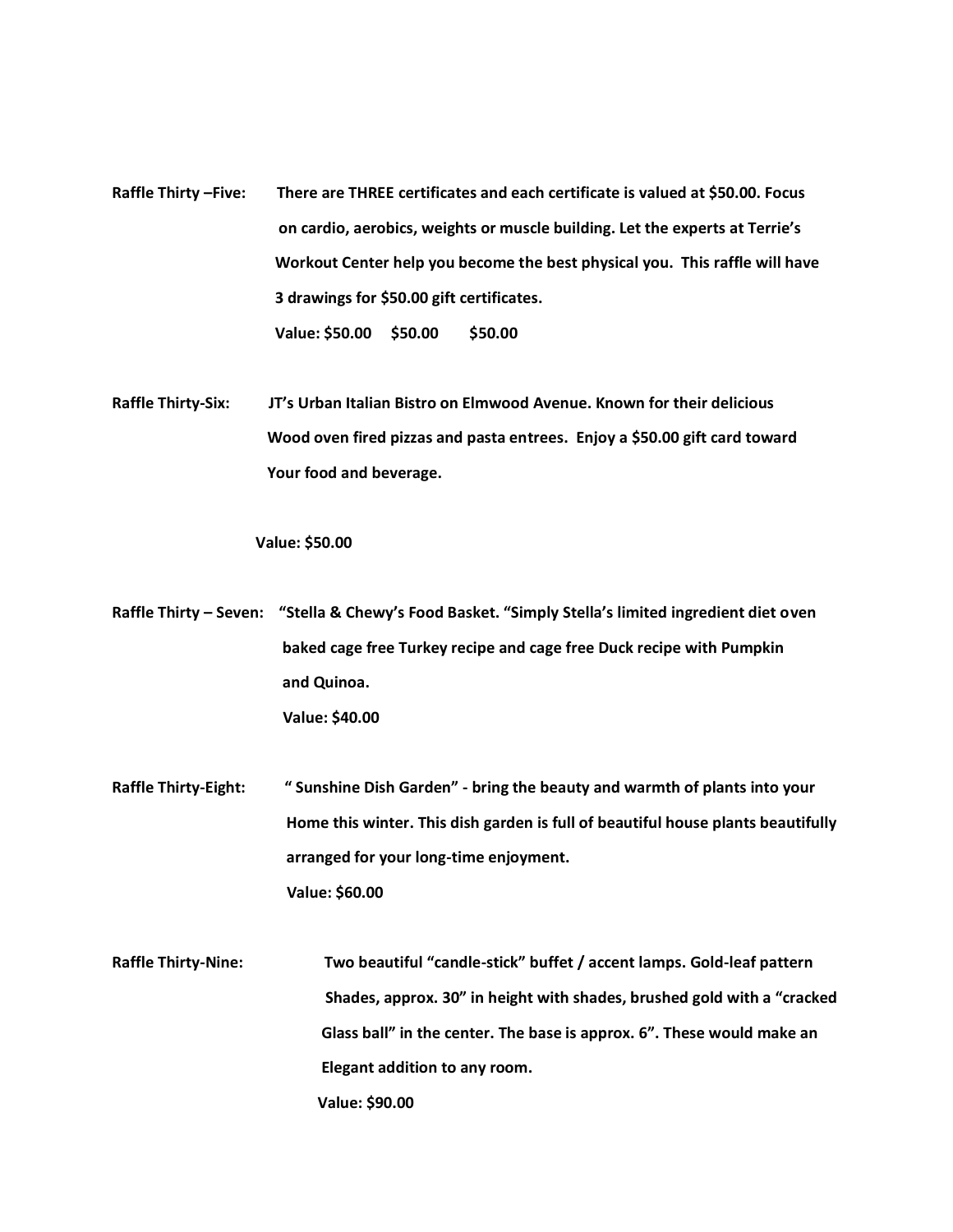**Raffle Thirty –Five:** There are THREE certificates and each certificate is valued at $50.00. Focus on cardio, aerobics, weights or muscle building. Let the experts at Terrie's Workout Center help you become the best physical you. This raffle will have 3 drawings for $50.00 gift certificates.

Value: $50.00 $50.00 $50.00

**Raffle Thirty-Six:** JT's Urban Italian Bistro on Elmwood Avenue. Known for their delicious Wood oven fired pizzas and pasta entrees. Enjoy a $50.00 gift card toward Your food and beverage.

Value: $50.00

**Raffle Thirty – Seven:** "Stella & Chewy's Food Basket. "Simply Stella's limited ingredient diet oven baked cage free Turkey recipe and cage free Duck recipe with Pumpkin and Quinoa.

Value: $40.00

**Raffle Thirty-Eight:** " Sunshine Dish Garden" - bring the beauty and warmth of plants into your Home this winter. This dish garden is full of beautiful house plants beautifully arranged for your long-time enjoyment.

Value: $60.00

**Raffle Thirty-Nine:** Two beautiful "candle-stick" buffet / accent lamps. Gold-leaf pattern Shades, approx. 30" in height with shades, brushed gold with a "cracked Glass ball" in the center. The base is approx. 6". These would make an Elegant addition to any room.

Value: $90.00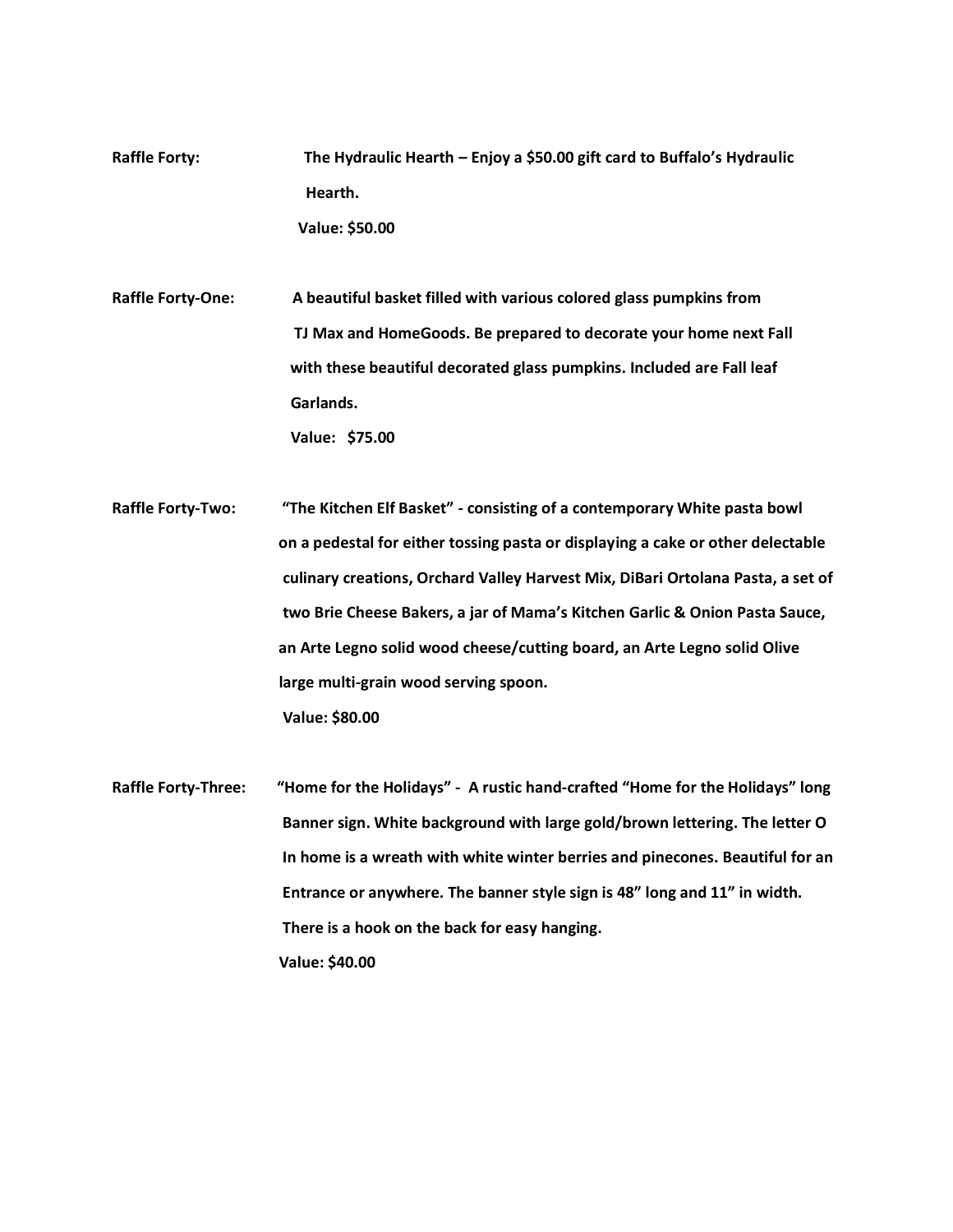**Raffle Forty:** **The Hydraulic Hearth – Enjoy a $50.00 gift card to Buffalo's Hydraulic Hearth.**

**Value: $50.00**

**Raffle Forty-One:** **A beautiful basket filled with various colored glass pumpkins from TJ Max and HomeGoods. Be prepared to decorate your home next Fall with these beautiful decorated glass pumpkins. Included are Fall leaf Garlands.**

**Value: $75.00**

**Raffle Forty-Two:** **"The Kitchen Elf Basket" - consisting of a contemporary White pasta bowl on a pedestal for either tossing pasta or displaying a cake or other delectable culinary creations, Orchard Valley Harvest Mix, DiBari Ortolana Pasta, a set of two Brie Cheese Bakers, a jar of Mama's Kitchen Garlic & Onion Pasta Sauce, an Arte Legno solid wood cheese/cutting board, an Arte Legno solid Olive large multi-grain wood serving spoon.**

**Value: $80.00**

**Raffle Forty-Three:** **"Home for the Holidays" - A rustic hand-crafted "Home for the Holidays" long Banner sign. White background with large gold/brown lettering. The letter O In home is a wreath with white winter berries and pinecones. Beautiful for an Entrance or anywhere. The banner style sign is 48" long and 11" in width. There is a hook on the back for easy hanging.**

**Value: $40.00**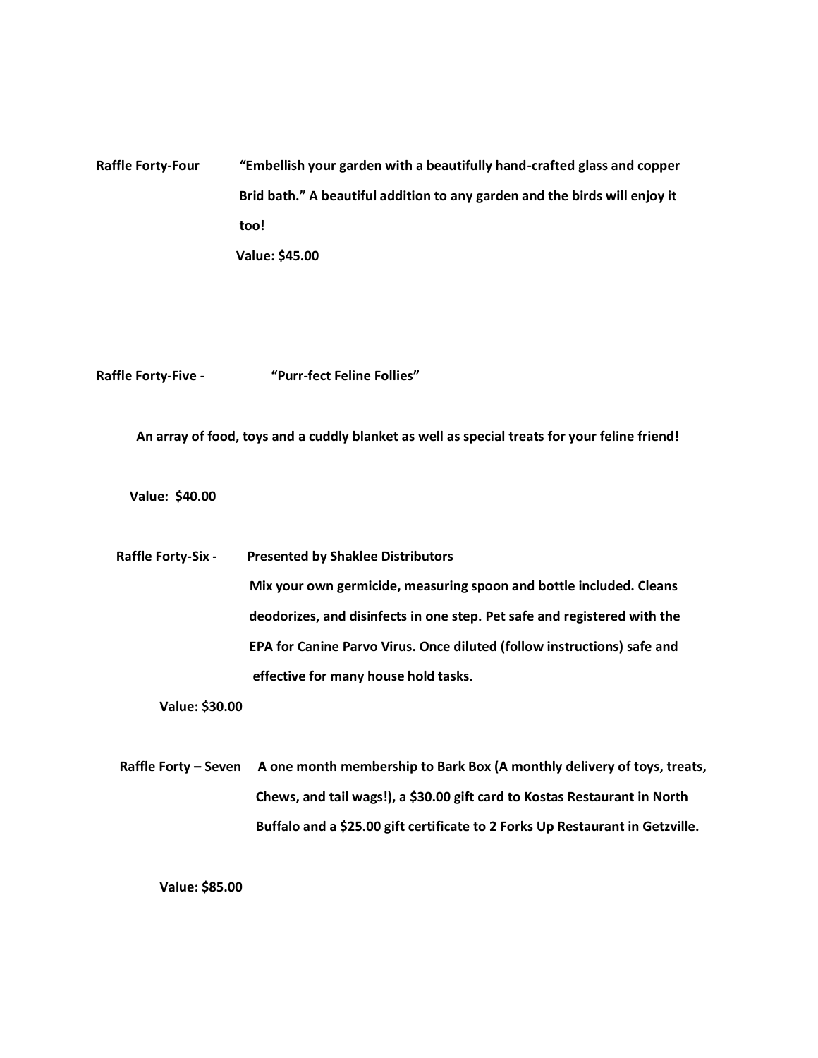**Raffle Forty-Four** **"Embellish your garden with a beautifully hand-crafted glass and copper Brid bath." A beautiful addition to any garden and the birds will enjoy it too!**

**Value: $45.00**

**Raffle Forty-Five -** **"Purr-fect Feline Follies"**

**An array of food, toys and a cuddly blanket as well as special treats for your feline friend!**

**Value: $40.00**

**Raffle Forty-Six -** **Presented by Shaklee Distributors**

**Mix your own germicide, measuring spoon and bottle included. Cleans deodorizes, and disinfects in one step. Pet safe and registered with the EPA for Canine Parvo Virus. Once diluted (follow instructions) safe and effective for many house hold tasks.**

**Value: $30.00**

**Raffle Forty – Seven** **A one month membership to Bark Box (A monthly delivery of toys, treats, Chews, and tail wags!), a $30.00 gift card to Kostas Restaurant in North Buffalo and a $25.00 gift certificate to 2 Forks Up Restaurant in Getzville.**

**Value: $85.00**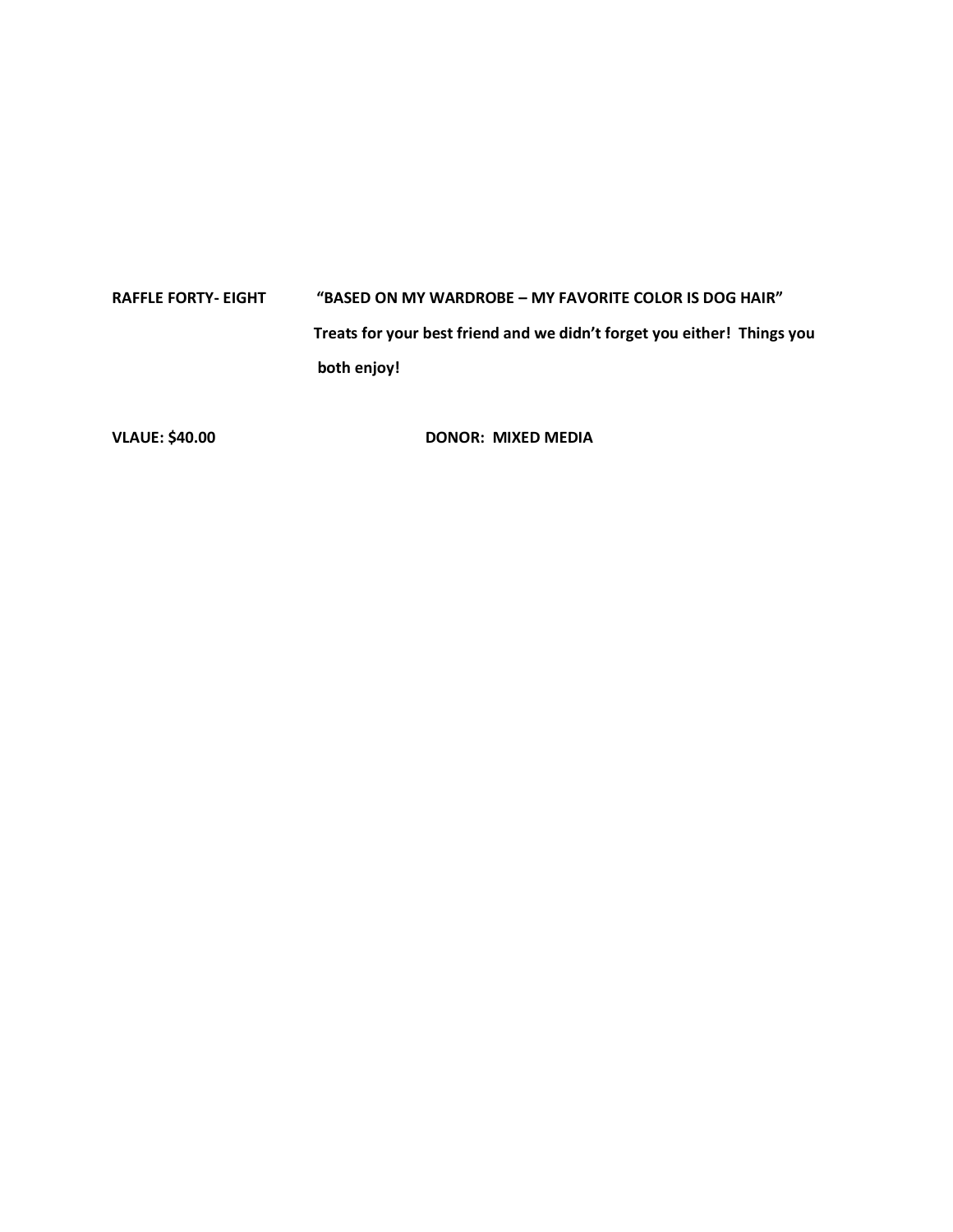**RAFFLE FORTY- EIGHT** **"BASED ON MY WARDROBE – MY FAVORITE COLOR IS DOG HAIR"**

**Treats for your best friend and we didn't forget you either! Things you both enjoy!**

**VLAUE: $40.00** **DONOR: MIXED MEDIA**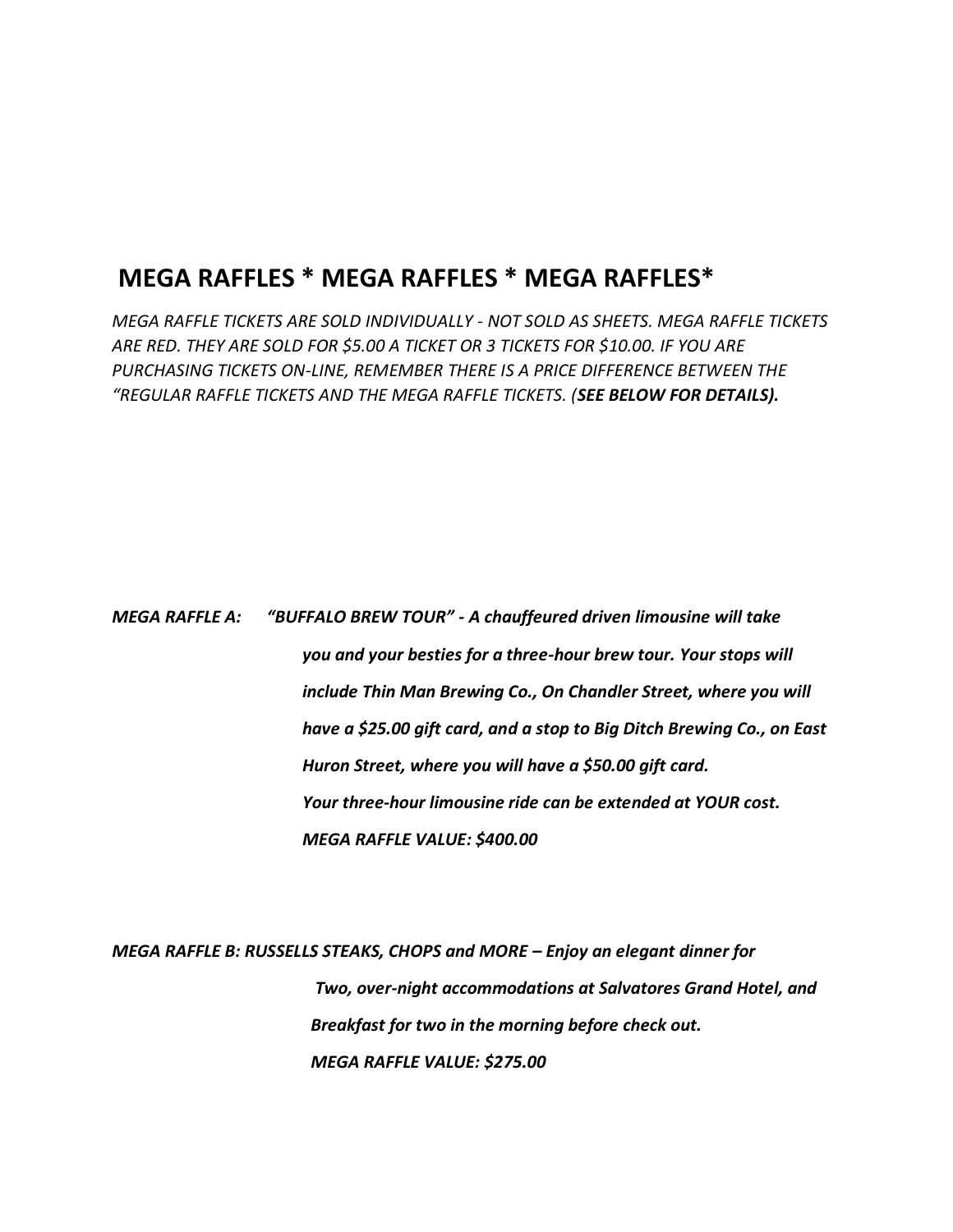## MEGA RAFFLES * MEGA RAFFLES * MEGA RAFFLES*

*MEGA RAFFLE TICKETS ARE SOLD INDIVIDUALLY - NOT SOLD AS SHEETS. MEGA RAFFLE TICKETS ARE RED. THEY ARE SOLD FOR $5.00 A TICKET OR 3 TICKETS FOR $10.00. IF YOU ARE PURCHASING TICKETS ON-LINE, REMEMBER THERE IS A PRICE DIFFERENCE BETWEEN THE "REGULAR RAFFLE TICKETS AND THE MEGA RAFFLE TICKETS. (**SEE BELOW FOR DETAILS).***

***MEGA RAFFLE A:*** ***"BUFFALO BREW TOUR" - A chauffeured driven limousine will take you and your besties for a three-hour brew tour. Your stops will include Thin Man Brewing Co., On Chandler Street, where you will have a $25.00 gift card, and a stop to Big Ditch Brewing Co., on East Huron Street, where you will have a $50.00 gift card. Your three-hour limousine ride can be extended at YOUR cost.***
***MEGA RAFFLE VALUE: $400.00***

***MEGA RAFFLE B: RUSSELLS STEAKS, CHOPS and MORE – Enjoy an elegant dinner for Two, over-night accommodations at Salvatores Grand Hotel, and Breakfast for two in the morning before check out.***
***MEGA RAFFLE VALUE: $275.00***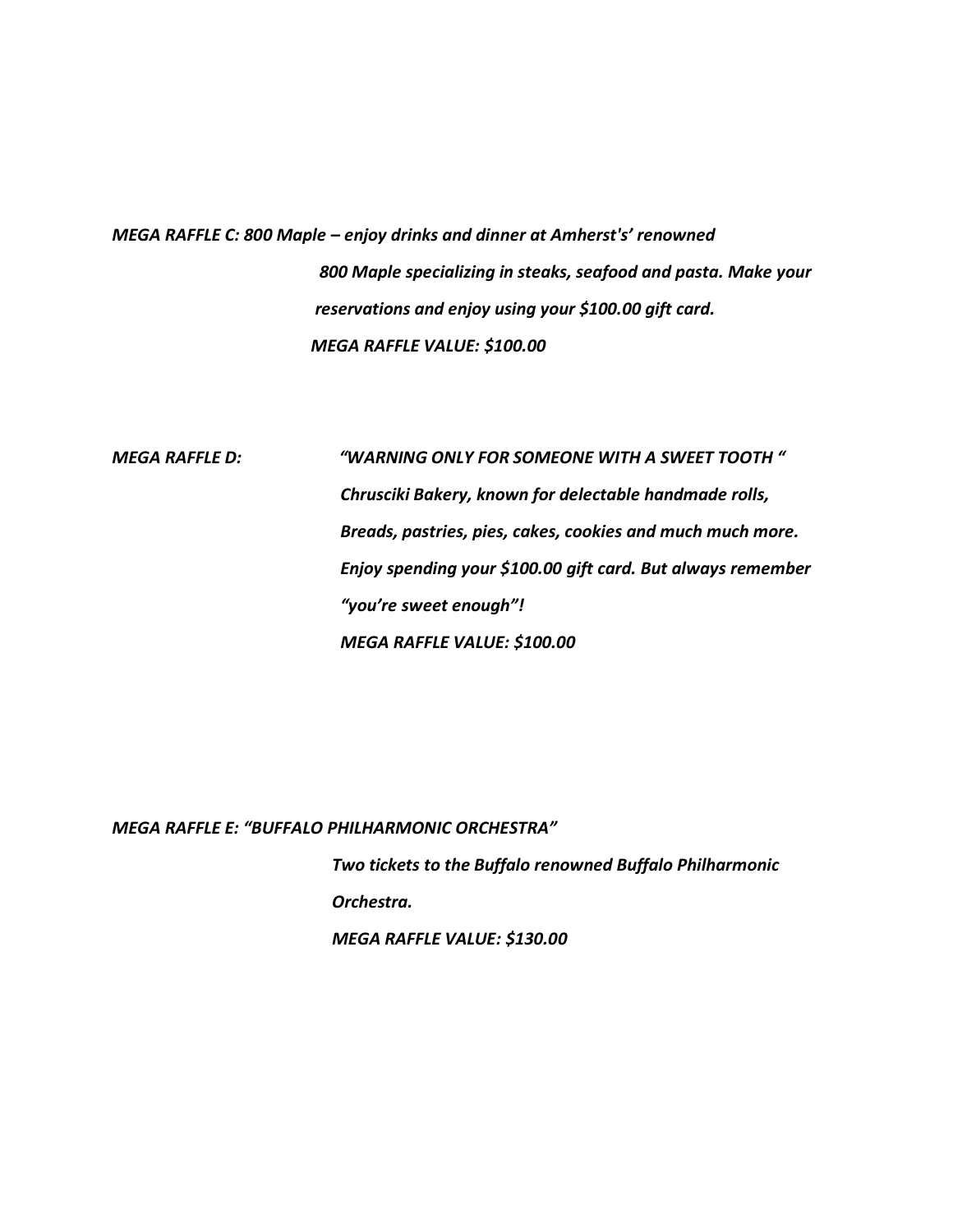***MEGA RAFFLE C: 800 Maple – enjoy drinks and dinner at Amherst's' renowned 800 Maple specializing in steaks, seafood and pasta. Make your reservations and enjoy using your $100.00 gift card.***

***MEGA RAFFLE VALUE: $100.00***

***MEGA RAFFLE D: "WARNING ONLY FOR SOMEONE WITH A SWEET TOOTH " Chrusciki Bakery, known for delectable handmade rolls, Breads, pastries, pies, cakes, cookies and much much more. Enjoy spending your $100.00 gift card. But always remember "you're sweet enough"!***

***MEGA RAFFLE VALUE: $100.00***

***MEGA RAFFLE E: "BUFFALO PHILHARMONIC ORCHESTRA"***

***Two tickets to the Buffalo renowned Buffalo Philharmonic Orchestra.***

***MEGA RAFFLE VALUE: $130.00***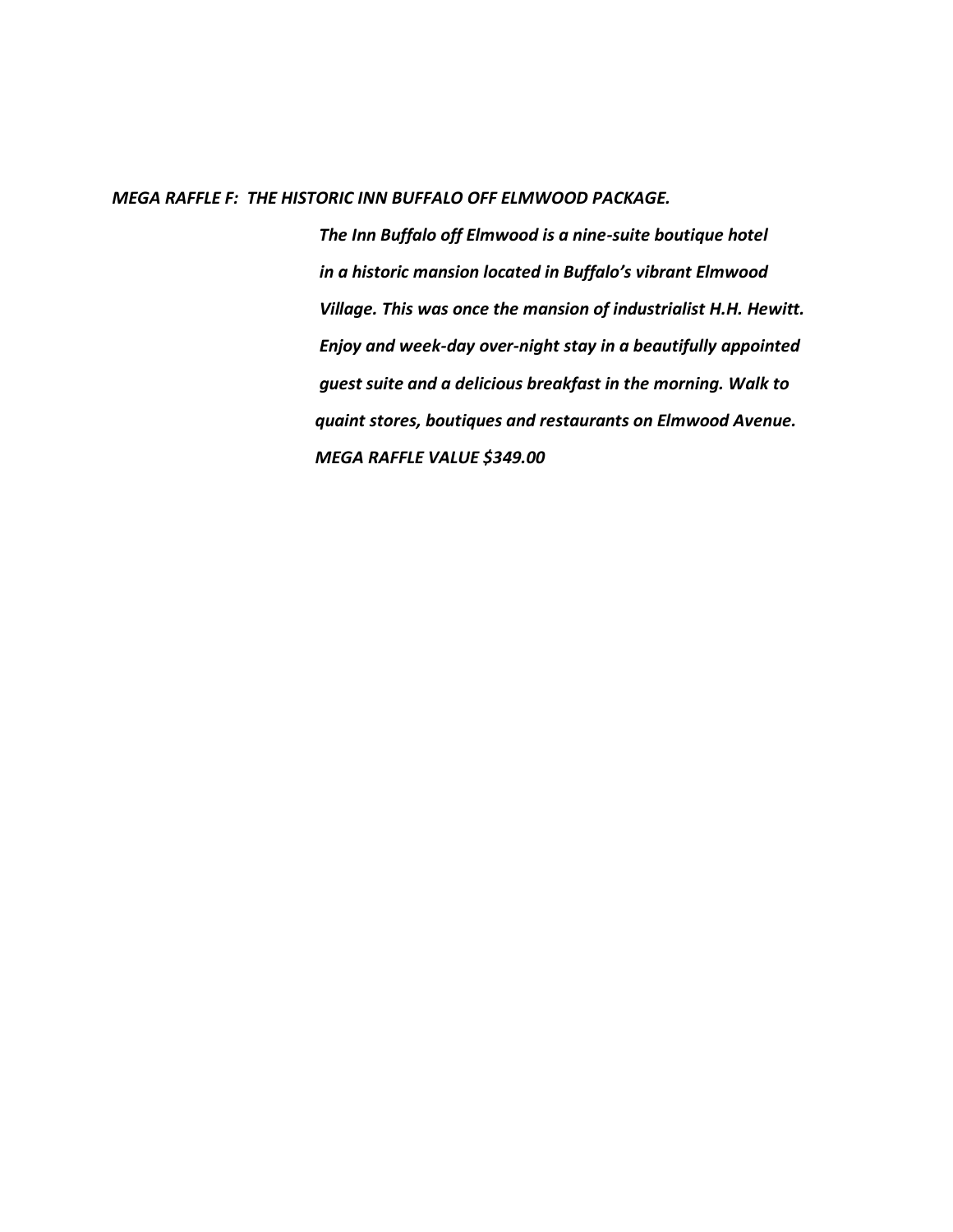***MEGA RAFFLE F: THE HISTORIC INN BUFFALO OFF ELMWOOD PACKAGE.***

***The Inn Buffalo off Elmwood is a nine-suite boutique hotel in a historic mansion located in Buffalo's vibrant Elmwood Village. This was once the mansion of industrialist H.H. Hewitt. Enjoy and week-day over-night stay in a beautifully appointed guest suite and a delicious breakfast in the morning. Walk to quaint stores, boutiques and restaurants on Elmwood Avenue.***

***MEGA RAFFLE VALUE $349.00***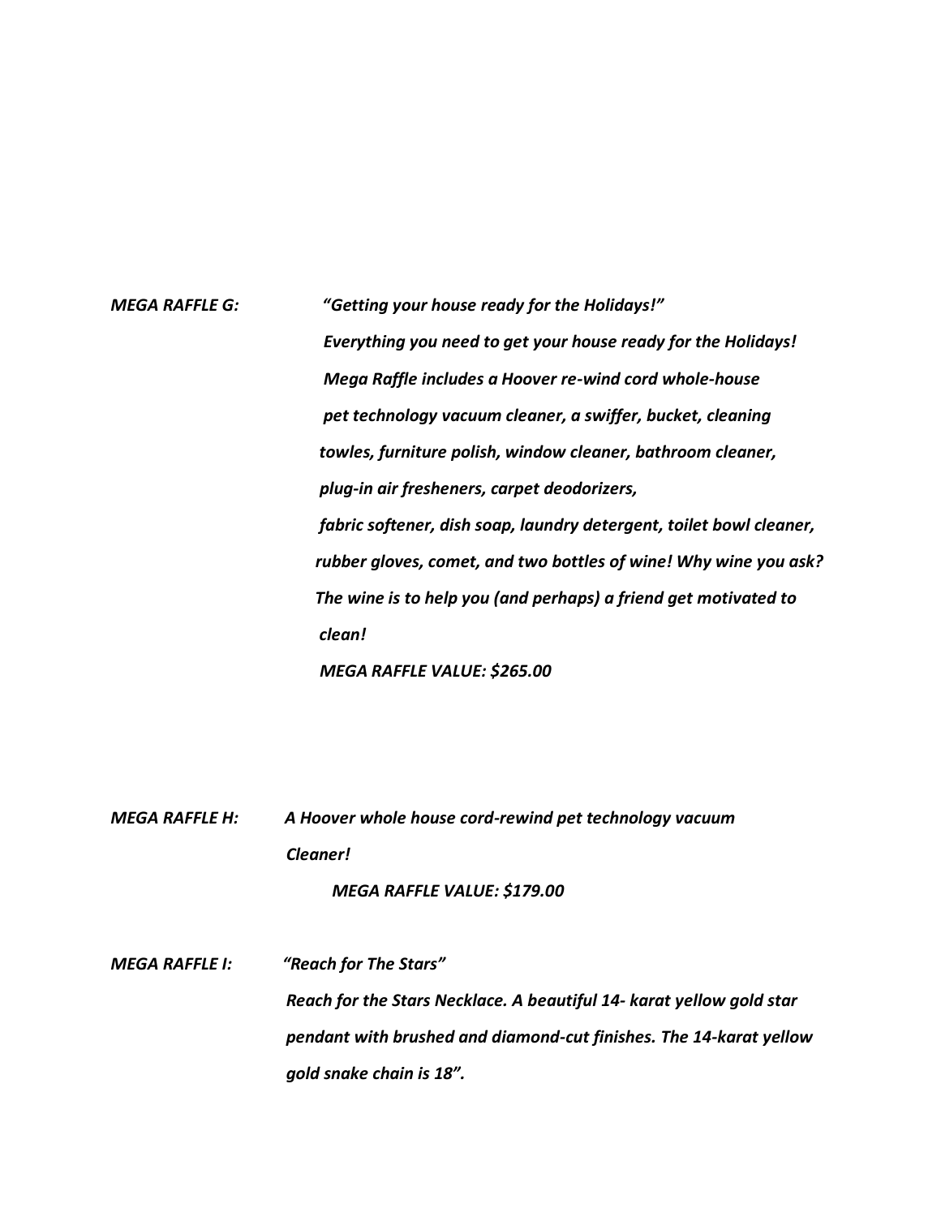***MEGA RAFFLE G:*** ***"Getting your house ready for the Holidays!"***

***Everything you need to get your house ready for the Holidays! Mega Raffle includes a Hoover re-wind cord whole-house pet technology vacuum cleaner, a swiffer, bucket, cleaning towles, furniture polish, window cleaner, bathroom cleaner, plug-in air fresheners, carpet deodorizers, fabric softener, dish soap, laundry detergent, toilet bowl cleaner, rubber gloves, comet, and two bottles of wine! Why wine you ask? The wine is to help you (and perhaps) a friend get motivated to clean!***

***MEGA RAFFLE VALUE: $265.00***

***MEGA RAFFLE H:*** ***A Hoover whole house cord-rewind pet technology vacuum Cleaner!***

***MEGA RAFFLE VALUE: $179.00***

***MEGA RAFFLE I:*** ***"Reach for The Stars"***

***Reach for the Stars Necklace. A beautiful 14- karat yellow gold star pendant with brushed and diamond-cut finishes. The 14-karat yellow gold snake chain is 18".***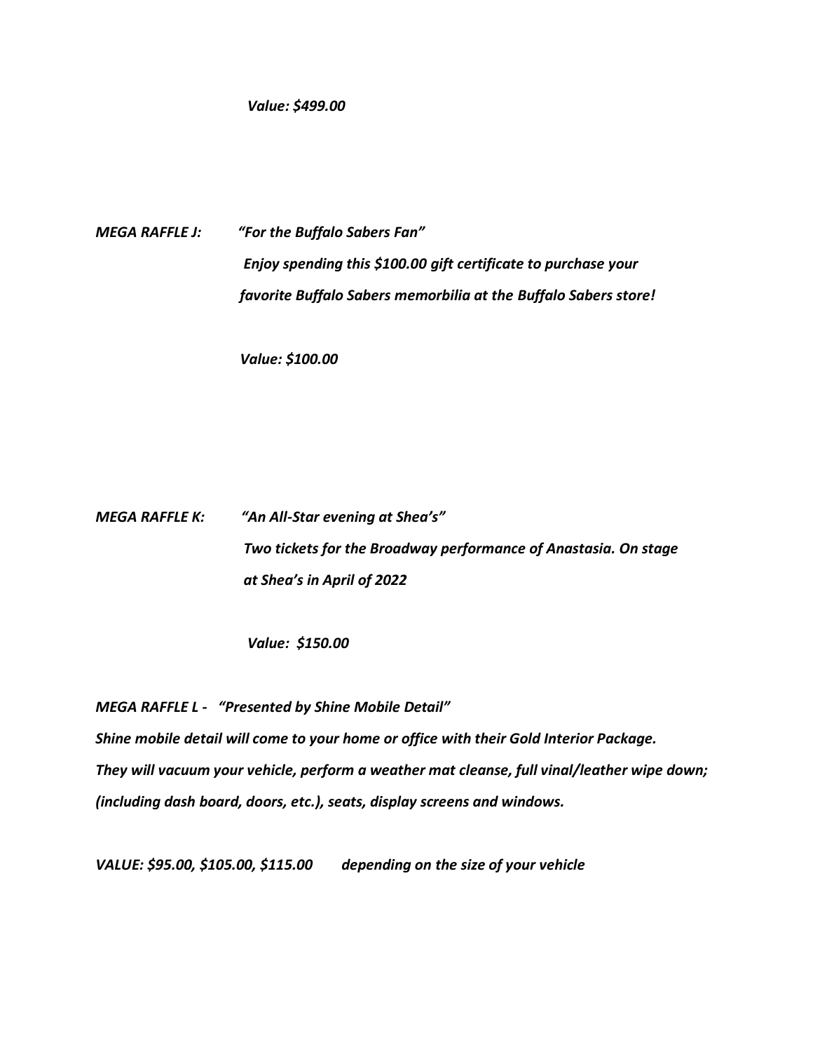*Value: $499.00*

*MEGA RAFFLE J:* *"For the Buffalo Sabers Fan"*

*Enjoy spending this $100.00 gift certificate to purchase your favorite Buffalo Sabers memorbilia at the Buffalo Sabers store!*

*Value: $100.00*

*MEGA RAFFLE K:* *"An All-Star evening at Shea's"*

*Two tickets for the Broadway performance of Anastasia. On stage at Shea's in April of 2022*

*Value: $150.00*

*MEGA RAFFLE L - "Presented by Shine Mobile Detail"*

*Shine mobile detail will come to your home or office with their Gold Interior Package. They will vacuum your vehicle, perform a weather mat cleanse, full vinal/leather wipe down; (including dash board, doors, etc.), seats, display screens and windows.*

*VALUE: $95.00, $105.00, $115.00 depending on the size of your vehicle*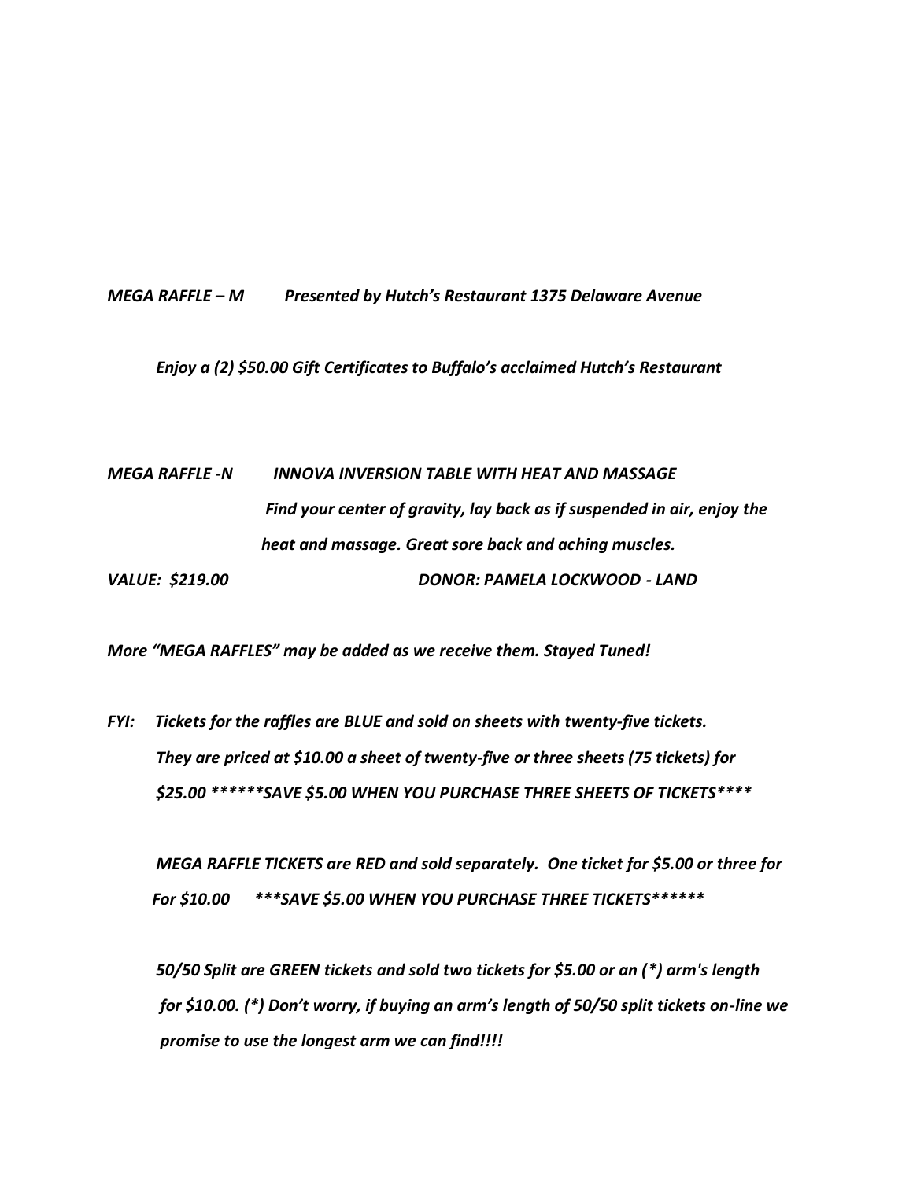*MEGA RAFFLE – M          Presented by Hutch's Restaurant 1375 Delaware Avenue*

*Enjoy a (2) $50.00 Gift Certificates to Buffalo's acclaimed Hutch's Restaurant*

*MEGA RAFFLE -N          INNOVA INVERSION TABLE WITH HEAT AND MASSAGE*

*Find your center of gravity, lay back as if suspended in air, enjoy the heat and massage. Great sore back and aching muscles.*

*VALUE: $219.00                                        DONOR: PAMELA LOCKWOOD - LAND*

*More "MEGA RAFFLES" may be added as we receive them. Stayed Tuned!*

*FYI: Tickets for the raffles are BLUE and sold on sheets with twenty-five tickets. They are priced at $10.00 a sheet of twenty-five or three sheets (75 tickets) for $25.00 ******SAVE $5.00 WHEN YOU PURCHASE THREE SHEETS OF TICKETS*****

*MEGA RAFFLE TICKETS are RED and sold separately. One ticket for $5.00 or three for For $10.00      ***SAVE $5.00 WHEN YOU PURCHASE THREE TICKETS*******

*50/50 Split are GREEN tickets and sold two tickets for $5.00 or an (*) arm's length for $10.00. (*) Don't worry, if buying an arm's length of 50/50 split tickets on-line we promise to use the longest arm we can find!!!!*